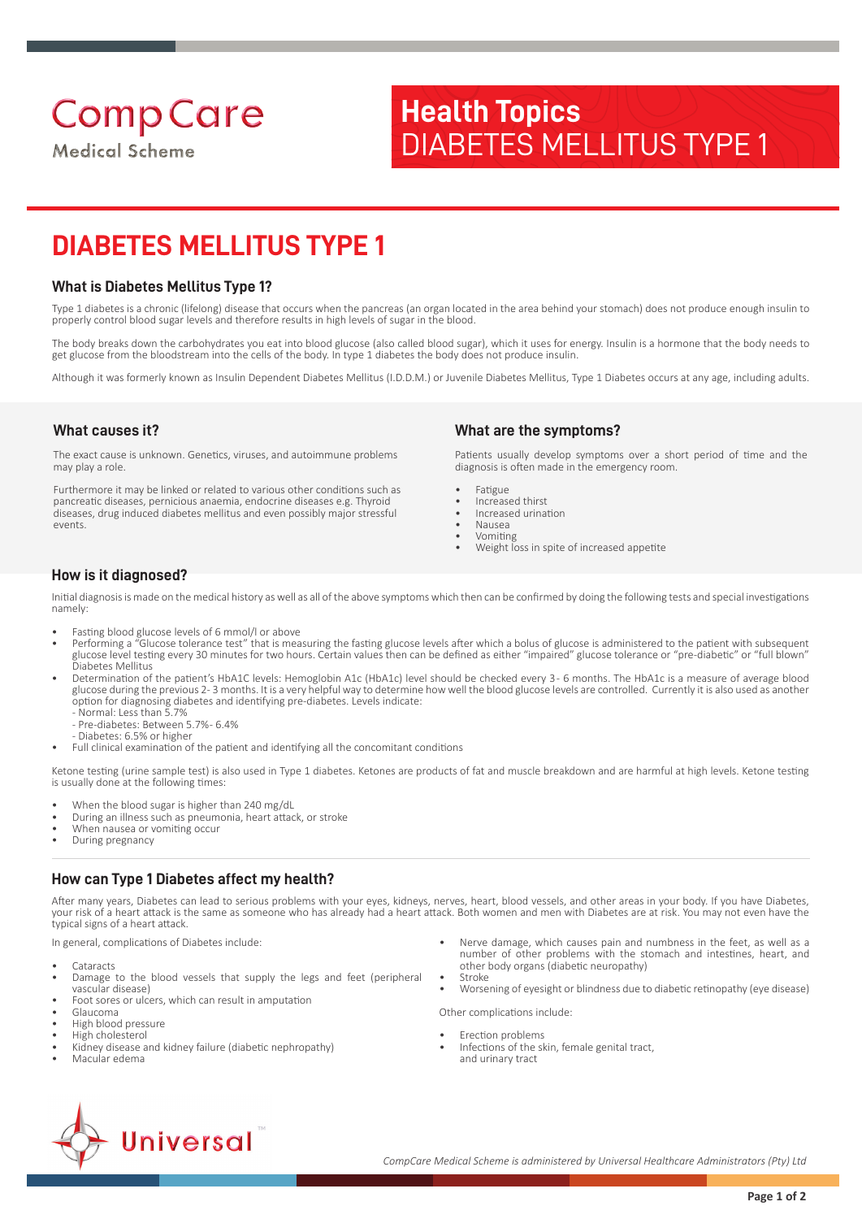CompCare Medical Scheme

**Health Topics**
DIABETES MELLITUS TYPE 1

# DIABETES MELLITUS TYPE 1

## What is Diabetes Mellitus Type 1?

Type 1 diabetes is a chronic (lifelong) disease that occurs when the pancreas (an organ located in the area behind your stomach) does not produce enough insulin to properly control blood sugar levels and therefore results in high levels of sugar in the blood.

The body breaks down the carbohydrates you eat into blood glucose (also called blood sugar), which it uses for energy. Insulin is a hormone that the body needs to get glucose from the bloodstream into the cells of the body. In type 1 diabetes the body does not produce insulin.

Although it was formerly known as Insulin Dependent Diabetes Mellitus (I.D.D.M.) or Juvenile Diabetes Mellitus, Type 1 Diabetes occurs at any age, including adults.

## What causes it?

The exact cause is unknown. Genetics, viruses, and autoimmune problems may play a role.

Furthermore it may be linked or related to various other conditions such as pancreatic diseases, pernicious anaemia, endocrine diseases e.g. Thyroid diseases, drug induced diabetes mellitus and even possibly major stressful events.

## What are the symptoms?

Patients usually develop symptoms over a short period of time and the diagnosis is often made in the emergency room.

- Fatigue
- Increased thirst
- Increased urination
- Nausea
- Vomiting
- Weight loss in spite of increased appetite

## How is it diagnosed?

Initial diagnosis is made on the medical history as well as all of the above symptoms which then can be confirmed by doing the following tests and special investigations namely:

- Fasting blood glucose levels of 6 mmol/l or above
- Performing a "Glucose tolerance test" that is measuring the fasting glucose levels after which a bolus of glucose is administered to the patient with subsequent glucose level testing every 30 minutes for two hours. Certain values then can be defined as either "impaired" glucose tolerance or "pre-diabetic" or "full blown" Diabetes Mellitus
- Determination of the patient's HbA1C levels: Hemoglobin A1c (HbA1c) level should be checked every 3- 6 months. The HbA1c is a measure of average blood glucose during the previous 2- 3 months. It is a very helpful way to determine how well the blood glucose levels are controlled. Currently it is also used as another option for diagnosing diabetes and identifying pre-diabetes. Levels indicate:
  - Normal: Less than 5.7%
  - Pre-diabetes: Between 5.7%- 6.4%
  - Diabetes: 6.5% or higher
- Full clinical examination of the patient and identifying all the concomitant conditions

Ketone testing (urine sample test) is also used in Type 1 diabetes. Ketones are products of fat and muscle breakdown and are harmful at high levels. Ketone testing is usually done at the following times:

- When the blood sugar is higher than 240 mg/dL
- During an illness such as pneumonia, heart attack, or stroke
- When nausea or vomiting occur
- During pregnancy

## How can Type 1 Diabetes affect my health?

After many years, Diabetes can lead to serious problems with your eyes, kidneys, nerves, heart, blood vessels, and other areas in your body. If you have Diabetes, your risk of a heart attack is the same as someone who has already had a heart attack. Both women and men with Diabetes are at risk. You may not even have the typical signs of a heart attack.

In general, complications of Diabetes include:

- Cataracts
- Damage to the blood vessels that supply the legs and feet (peripheral vascular disease)
- Foot sores or ulcers, which can result in amputation
- Glaucoma
- High blood pressure
- High cholesterol
- Kidney disease and kidney failure (diabetic nephropathy)
- Macular edema
- Nerve damage, which causes pain and numbness in the feet, as well as a number of other problems with the stomach and intestines, heart, and other body organs (diabetic neuropathy)
- Stroke
- Worsening of eyesight or blindness due to diabetic retinopathy (eye disease)

Other complications include:

- Erection problems
- Infections of the skin, female genital tract, and urinary tract

Universal™

*CompCare Medical Scheme is administered by Universal Healthcare Administrators (Pty) Ltd*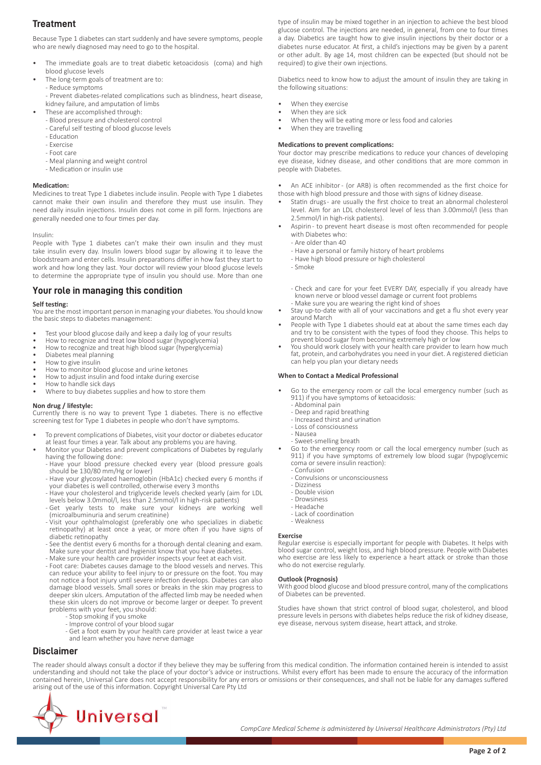## Treatment

Because Type 1 diabetes can start suddenly and have severe symptoms, people who are newly diagnosed may need to go to the hospital.

- The immediate goals are to treat diabetic ketoacidosis (coma) and high blood glucose levels
- The long-term goals of treatment are to:
  - Reduce symptoms
  - Prevent diabetes-related complications such as blindness, heart disease, kidney failure, and amputation of limbs
- These are accomplished through:
  - Blood pressure and cholesterol control
  - Careful self testing of blood glucose levels
  - Education
  - Exercise
  - Foot care
  - Meal planning and weight control
  - Medication or insulin use

**Medication:**

Medicines to treat Type 1 diabetes include insulin. People with Type 1 diabetes cannot make their own insulin and therefore they must use insulin. They need daily insulin injections. Insulin does not come in pill form. Injections are generally needed one to four times per day.

Insulin:

People with Type 1 diabetes can't make their own insulin and they must take insulin every day. Insulin lowers blood sugar by allowing it to leave the bloodstream and enter cells. Insulin preparations differ in how fast they start to work and how long they last. Your doctor will review your blood glucose levels to determine the appropriate type of insulin you should use. More than one type of insulin may be mixed together in an injection to achieve the best blood glucose control. The injections are needed, in general, from one to four times a day. Diabetics are taught how to give insulin injections by their doctor or a diabetes nurse educator. At first, a child's injections may be given by a parent or other adult. By age 14, most children can be expected (but should not be required) to give their own injections.

Diabetics need to know how to adjust the amount of insulin they are taking in the following situations:

- When they exercise
- When they are sick
- When they will be eating more or less food and calories
- When they are travelling

**Medications to prevent complications:**

Your doctor may prescribe medications to reduce your chances of developing eye disease, kidney disease, and other conditions that are more common in people with Diabetes.

- An ACE inhibitor - (or ARB) is often recommended as the first choice for those with high blood pressure and those with signs of kidney disease.
- Statin drugs - are usually the first choice to treat an abnormal cholesterol level. Aim for an LDL cholesterol level of less than 3.00mmol/l (less than 2.5mmol/l in high-risk patients).
- Aspirin - to prevent heart disease is most often recommended for people with Diabetes who:
  - Are older than 40
  - Have a personal or family history of heart problems
  - Have high blood pressure or high cholesterol
  - Smoke

## Your role in managing this condition

**Self testing:**

You are the most important person in managing your diabetes. You should know the basic steps to diabetes management:

- Test your blood glucose daily and keep a daily log of your results
- How to recognize and treat low blood sugar (hypoglycemia)
- How to recognize and treat high blood sugar (hyperglycemia)
- Diabetes meal planning
- How to give insulin
- How to monitor blood glucose and urine ketones
- How to adjust insulin and food intake during exercise
- How to handle sick days
- Where to buy diabetes supplies and how to store them

**Non drug / lifestyle:**

Currently there is no way to prevent Type 1 diabetes. There is no effective screening test for Type 1 diabetes in people who don't have symptoms.

- To prevent complications of Diabetes, visit your doctor or diabetes educator at least four times a year. Talk about any problems you are having.
- Monitor your Diabetes and prevent complications of Diabetes by regularly having the following done:
  - Have your blood pressure checked every year (blood pressure goals should be 130/80 mm/Hg or lower)
  - Have your glycosylated haemoglobin (HbA1c) checked every 6 months if your diabetes is well controlled, otherwise every 3 months
  - Have your cholesterol and triglyceride levels checked yearly (aim for LDL levels below 3.0mmol/l, less than 2.5mmol/l in high-risk patients)
  - Get yearly tests to make sure your kidneys are working well (microalbuminuria and serum creatinine)
  - Visit your ophthalmologist (preferably one who specializes in diabetic retinopathy) at least once a year, or more often if you have signs of diabetic retinopathy
  - See the dentist every 6 months for a thorough dental cleaning and exam. Make sure your dentist and hygienist know that you have diabetes.
  - Make sure your health care provider inspects your feet at each visit.
  - Foot care: Diabetes causes damage to the blood vessels and nerves. This can reduce your ability to feel injury to or pressure on the foot. You may not notice a foot injury until severe infection develops. Diabetes can also damage blood vessels. Small sores or breaks in the skin may progress to deeper skin ulcers. Amputation of the affected limb may be needed when these skin ulcers do not improve or become larger or deeper. To prevent problems with your feet, you should:
    - Stop smoking if you smoke
    - Improve control of your blood sugar
    - Get a foot exam by your health care provider at least twice a year and learn whether you have nerve damage
    - Check and care for your feet EVERY DAY, especially if you already have known nerve or blood vessel damage or current foot problems
    - Make sure you are wearing the right kind of shoes
- Stay up-to-date with all of your vaccinations and get a flu shot every year around March
- People with Type 1 diabetes should eat at about the same times each day and try to be consistent with the types of food they choose. This helps to prevent blood sugar from becoming extremely high or low
- You should work closely with your health care provider to learn how much fat, protein, and carbohydrates you need in your diet. A registered dietician can help you plan your dietary needs

**When to Contact a Medical Professional**

- Go to the emergency room or call the local emergency number (such as 911) if you have symptoms of ketoacidosis:
  - Abdominal pain
  - Deep and rapid breathing
  - Increased thirst and urination
  - Loss of consciousness
  - Nausea
  - Sweet-smelling breath
- Go to the emergency room or call the local emergency number (such as 911) if you have symptoms of extremely low blood sugar (hypoglycemic coma or severe insulin reaction):
  - Confusion
  - Convulsions or unconsciousness
  - Dizziness
  - Double vision
  - Drowsiness
  - Headache
  - Lack of coordination
  - Weakness

**Exercise**

Regular exercise is especially important for people with Diabetes. It helps with blood sugar control, weight loss, and high blood pressure. People with Diabetes who exercise are less likely to experience a heart attack or stroke than those who do not exercise regularly.

**Outlook (Prognosis)**

With good blood glucose and blood pressure control, many of the complications of Diabetes can be prevented.

Studies have shown that strict control of blood sugar, cholesterol, and blood pressure levels in persons with diabetes helps reduce the risk of kidney disease, eye disease, nervous system disease, heart attack, and stroke.

## Disclaimer

The reader should always consult a doctor if they believe they may be suffering from this medical condition. The information contained herein is intended to assist understanding and should not take the place of your doctor's advice or instructions. Whilst every effort has been made to ensure the accuracy of the information contained herein, Universal Care does not accept responsibility for any errors or omissions or their consequences, and shall not be liable for any damages suffered arising out of the use of this information. Copyright Universal Care Pty Ltd

Universal™

*CompCare Medical Scheme is administered by Universal Healthcare Administrators (Pty) Ltd*